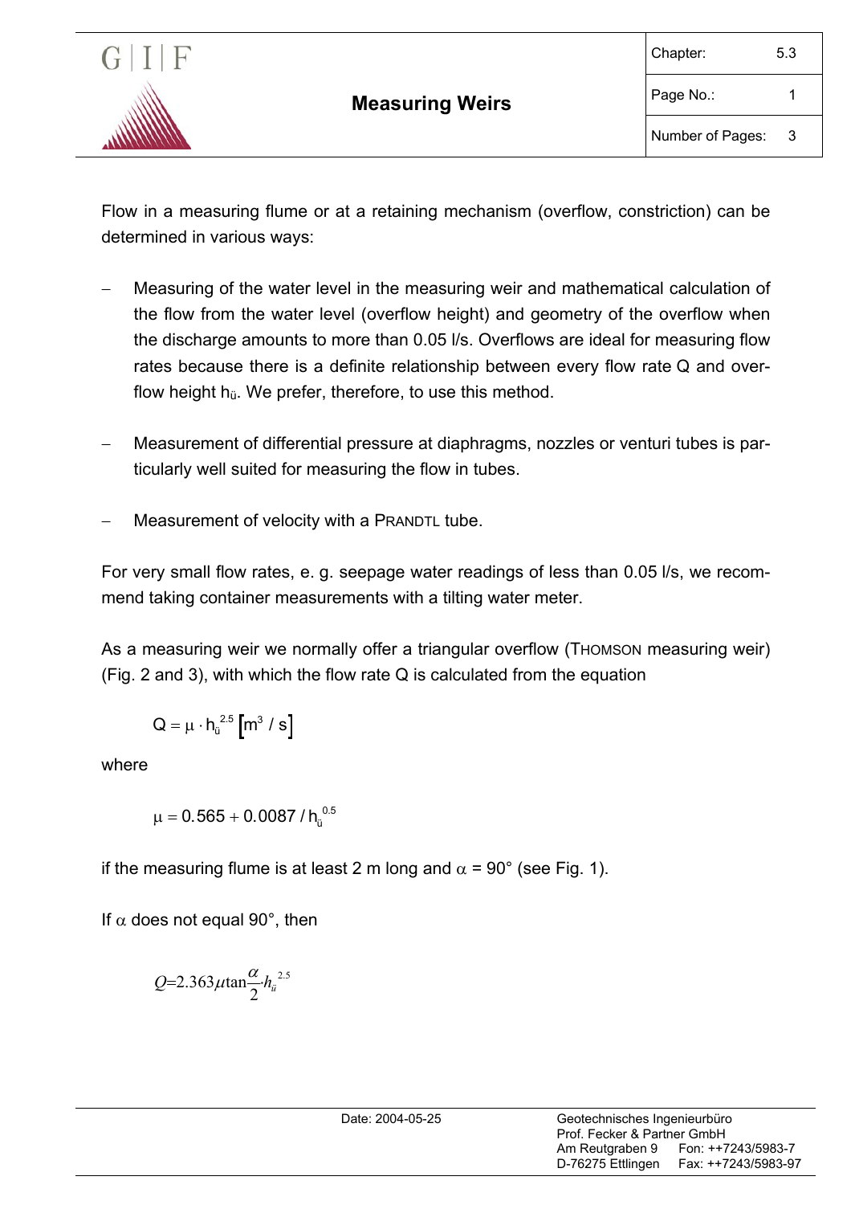# Measuring Weirs

Flow in a measuring flume or at a retaining mechanism (overflow, constriction) can be determined in various ways:

- Measuring of the water level in the measuring weir and mathematical calculation of the flow from the water level (overflow height) and geometry of the overflow when the discharge amounts to more than 0.05 l/s. Overflows are ideal for measuring flow rates because there is a definite relationship between every flow rate Q and overflow height $h_ü$. We prefer, therefore, to use this method.

- Measurement of differential pressure at diaphragms, nozzles or venturi tubes is particularly well suited for measuring the flow in tubes.

- Measurement of velocity with a PRANDTL tube.

For very small flow rates, e. g. seepage water readings of less than 0.05 l/s, we recommend taking container measurements with a tilting water meter.

As a measuring weir we normally offer a triangular overflow (THOMSON measuring weir) (Fig. 2 and 3), with which the flow rate Q is calculated from the equation

$$Q = \mu \cdot h_ü^{2.5} \left[ m^3 / s \right]$$

where

$$\mu = 0.565 + 0.0087 / h_ü^{0.5}$$

if the measuring flume is at least 2 m long and $\alpha$ = 90° (see Fig. 1).

If $\alpha$ does not equal 90°, then

$$Q = 2.363 \mu \tan\frac{\alpha}{2} h_ü^{2.5}$$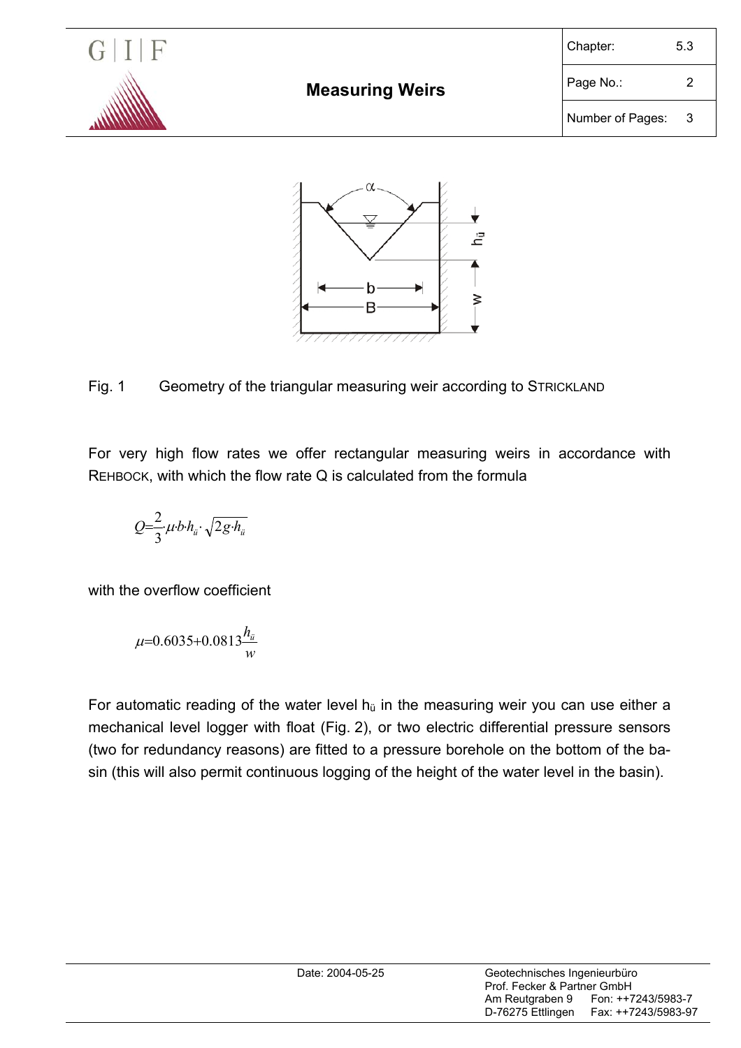Fig. 1 Geometry of the triangular measuring weir according to STRICKLAND

For very high flow rates we offer rectangular measuring weirs in accordance with REHBOCK, with which the flow rate Q is calculated from the formula

$$Q = \frac{2}{3} \cdot \mu \cdot b \cdot h_{ü} \cdot \sqrt{2g \cdot h_{ü}}$$

with the overflow coefficient

$$\mu = 0.6035 + 0.0813 \frac{h_{ü}}{w}$$

For automatic reading of the water level $h_{ü}$ in the measuring weir you can use either a mechanical level logger with float (Fig. 2), or two electric differential pressure sensors (two for redundancy reasons) are fitted to a pressure borehole on the bottom of the basin (this will also permit continuous logging of the height of the water level in the basin).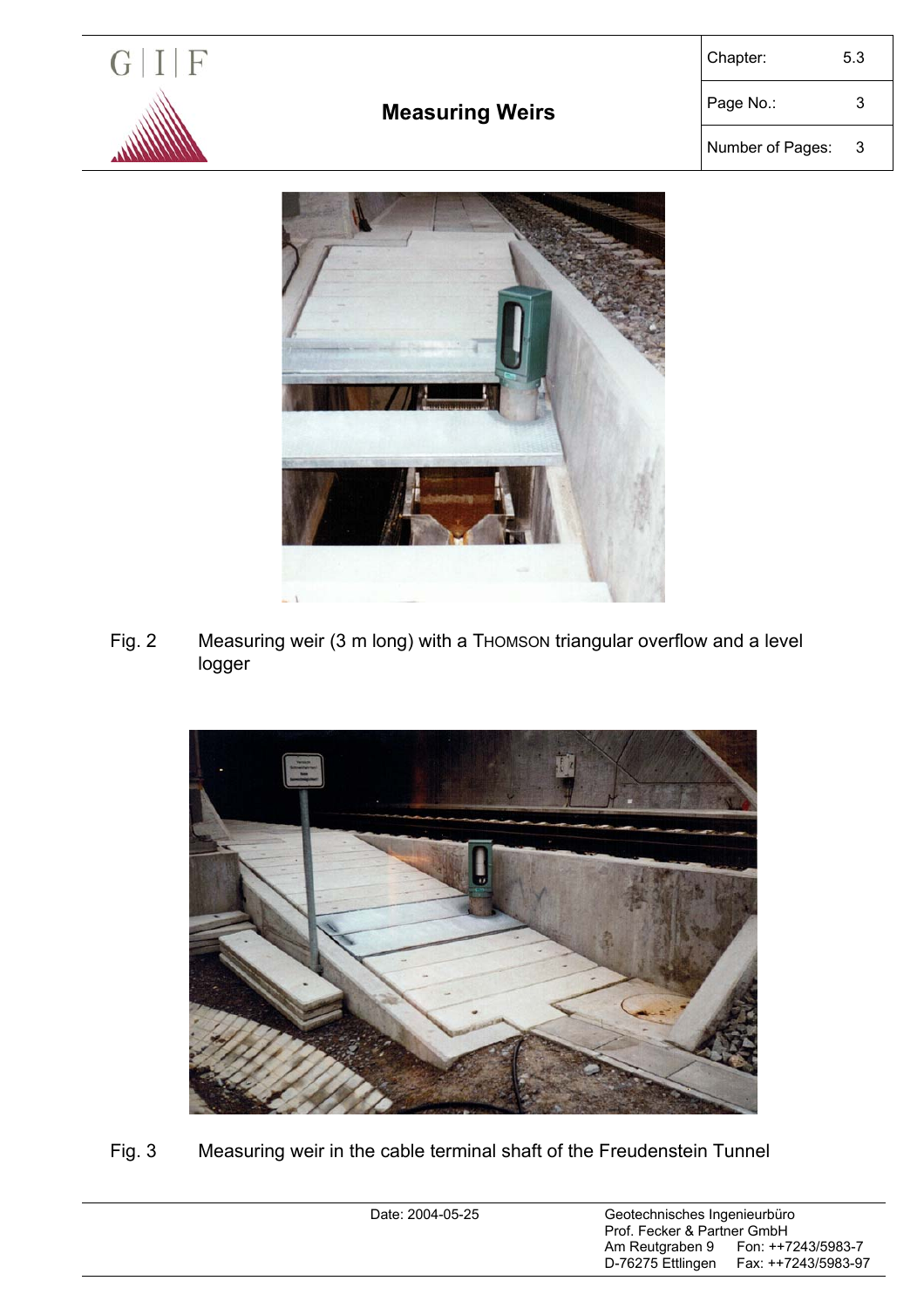Fig. 2 Measuring weir (3 m long) with a THOMSON triangular overflow and a level logger

Fig. 3 Measuring weir in the cable terminal shaft of the Freudenstein Tunnel